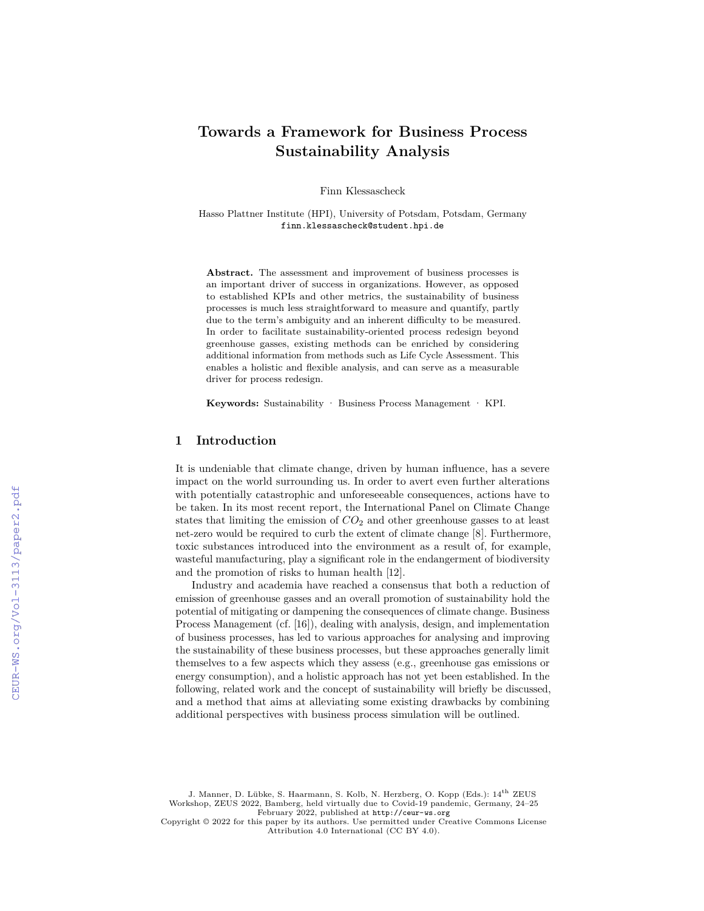# Towards a Framework for Business Process Sustainability Analysis

Finn Klessascheck

Hasso Plattner Institute (HPI), University of Potsdam, Potsdam, Germany
finn.klessascheck@student.hpi.de

**Abstract.** The assessment and improvement of business processes is an important driver of success in organizations. However, as opposed to established KPIs and other metrics, the sustainability of business processes is much less straightforward to measure and quantify, partly due to the term's ambiguity and an inherent difficulty to be measured. In order to facilitate sustainability-oriented process redesign beyond greenhouse gasses, existing methods can be enriched by considering additional information from methods such as Life Cycle Assessment. This enables a holistic and flexible analysis, and can serve as a measurable driver for process redesign.

**Keywords:** Sustainability · Business Process Management · KPI.

## 1 Introduction

It is undeniable that climate change, driven by human influence, has a severe impact on the world surrounding us. In order to avert even further alterations with potentially catastrophic and unforeseeable consequences, actions have to be taken. In its most recent report, the International Panel on Climate Change states that limiting the emission of $CO_2$ and other greenhouse gasses to at least net-zero would be required to curb the extent of climate change [8]. Furthermore, toxic substances introduced into the environment as a result of, for example, wasteful manufacturing, play a significant role in the endangerment of biodiversity and the promotion of risks to human health [12].

Industry and academia have reached a consensus that both a reduction of emission of greenhouse gasses and an overall promotion of sustainability hold the potential of mitigating or dampening the consequences of climate change. Business Process Management (cf. [16]), dealing with analysis, design, and implementation of business processes, has led to various approaches for analysing and improving the sustainability of these business processes, but these approaches generally limit themselves to a few aspects which they assess (e.g., greenhouse gas emissions or energy consumption), and a holistic approach has not yet been established. In the following, related work and the concept of sustainability will briefly be discussed, and a method that aims at alleviating some existing drawbacks by combining additional perspectives with business process simulation will be outlined.

J. Manner, D. Lübke, S. Haarmann, S. Kolb, N. Herzberg, O. Kopp (Eds.): 14th ZEUS Workshop, ZEUS 2022, Bamberg, held virtually due to Covid-19 pandemic, Germany, 24–25 February 2022, published at http://ceur-ws.org
Copyright © 2022 for this paper by its authors. Use permitted under Creative Commons License Attribution 4.0 International (CC BY 4.0).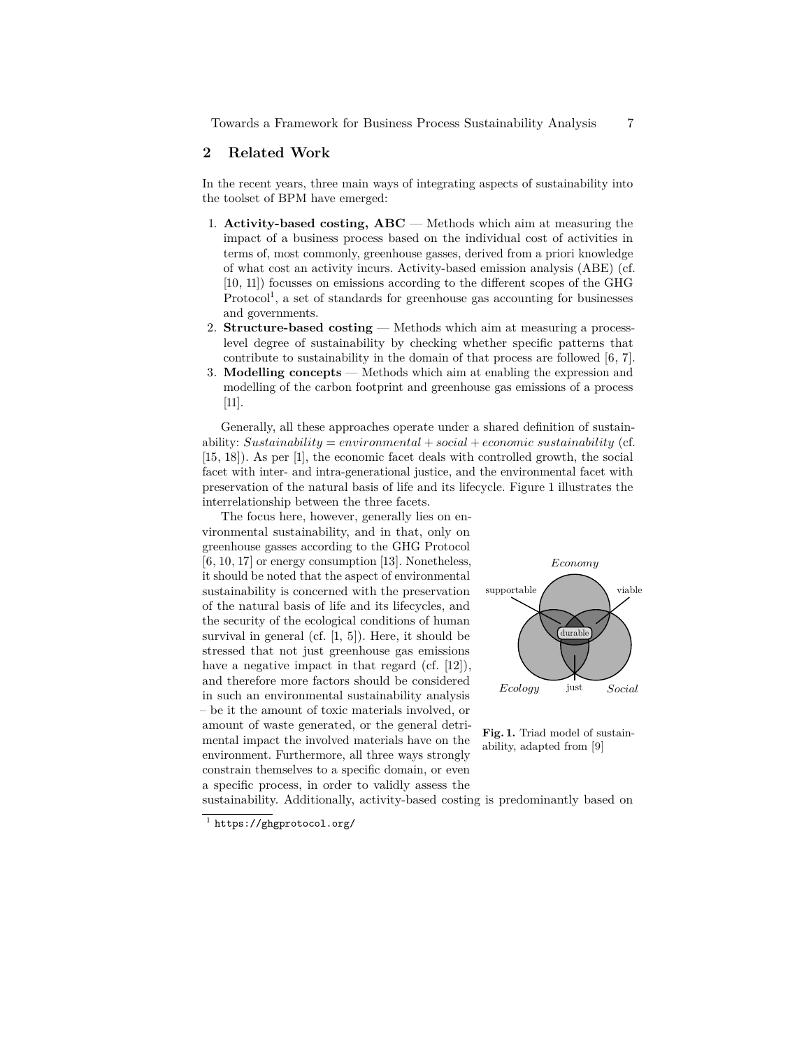## 2 Related Work

In the recent years, three main ways of integrating aspects of sustainability into the toolset of BPM have emerged:

1. **Activity-based costing, ABC** — Methods which aim at measuring the impact of a business process based on the individual cost of activities in terms of, most commonly, greenhouse gasses, derived from a priori knowledge of what cost an activity incurs. Activity-based emission analysis (ABE) (cf. [10, 11]) focusses on emissions according to the different scopes of the GHG Protocol[1], a set of standards for greenhouse gas accounting for businesses and governments.
2. **Structure-based costing** — Methods which aim at measuring a process-level degree of sustainability by checking whether specific patterns that contribute to sustainability in the domain of that process are followed [6, 7].
3. **Modelling concepts** — Methods which aim at enabling the expression and modelling of the carbon footprint and greenhouse gas emissions of a process [11].

Generally, all these approaches operate under a shared definition of sustainability: $Sustainability = environmental + social + economic\ sustainability$ (cf. [15, 18]). As per [1], the economic facet deals with controlled growth, the social facet with inter- and intra-generational justice, and the environmental facet with preservation of the natural basis of life and its lifecycle. Figure 1 illustrates the interrelationship between the three facets.

The focus here, however, generally lies on environmental sustainability, and in that, only on greenhouse gasses according to the GHG Protocol [6, 10, 17] or energy consumption [13]. Nonetheless, it should be noted that the aspect of environmental sustainability is concerned with the preservation of the natural basis of life and its lifecycles, and the security of the ecological conditions of human survival in general (cf. [1, 5]). Here, it should be stressed that not just greenhouse gas emissions have a negative impact in that regard (cf. [12]), and therefore more factors should be considered in such an environmental sustainability analysis – be it the amount of toxic materials involved, or amount of waste generated, or the general detrimental impact the involved materials have on the environment. Furthermore, all three ways strongly constrain themselves to a specific domain, or even a specific process, in order to validly assess the sustainability. Additionally, activity-based costing is predominantly based on

**Fig. 1.** Triad model of sustainability, adapted from [9]

[1] https://ghgprotocol.org/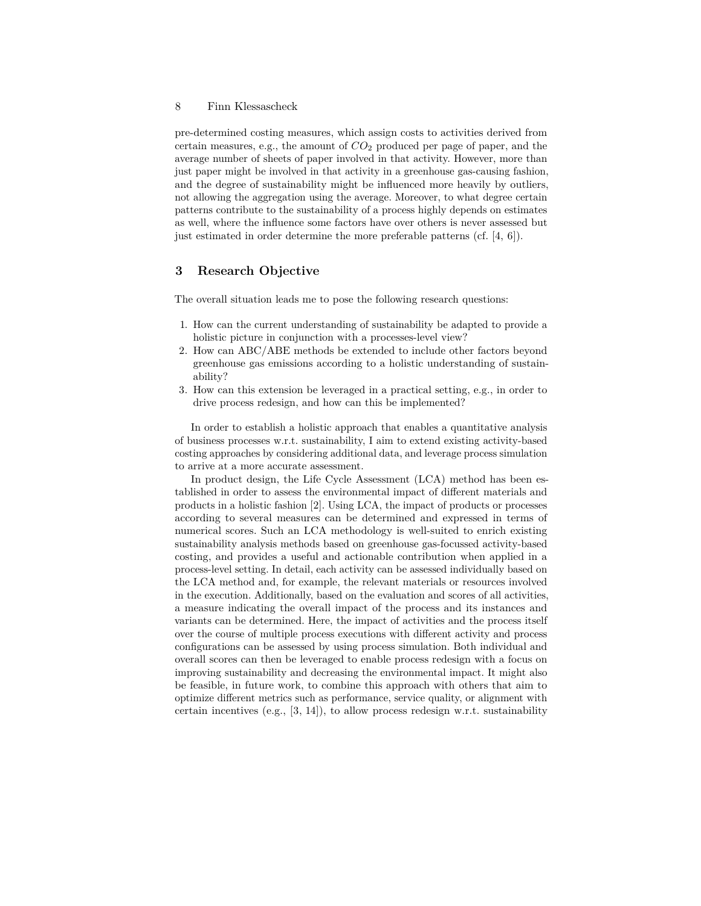pre-determined costing measures, which assign costs to activities derived from certain measures, e.g., the amount of $CO_2$ produced per page of paper, and the average number of sheets of paper involved in that activity. However, more than just paper might be involved in that activity in a greenhouse gas-causing fashion, and the degree of sustainability might be influenced more heavily by outliers, not allowing the aggregation using the average. Moreover, to what degree certain patterns contribute to the sustainability of a process highly depends on estimates as well, where the influence some factors have over others is never assessed but just estimated in order determine the more preferable patterns (cf. [4, 6]).

## 3 Research Objective

The overall situation leads me to pose the following research questions:

1. How can the current understanding of sustainability be adapted to provide a holistic picture in conjunction with a processes-level view?
2. How can ABC/ABE methods be extended to include other factors beyond greenhouse gas emissions according to a holistic understanding of sustainability?
3. How can this extension be leveraged in a practical setting, e.g., in order to drive process redesign, and how can this be implemented?

In order to establish a holistic approach that enables a quantitative analysis of business processes w.r.t. sustainability, I aim to extend existing activity-based costing approaches by considering additional data, and leverage process simulation to arrive at a more accurate assessment.

In product design, the Life Cycle Assessment (LCA) method has been established in order to assess the environmental impact of different materials and products in a holistic fashion [2]. Using LCA, the impact of products or processes according to several measures can be determined and expressed in terms of numerical scores. Such an LCA methodology is well-suited to enrich existing sustainability analysis methods based on greenhouse gas-focussed activity-based costing, and provides a useful and actionable contribution when applied in a process-level setting. In detail, each activity can be assessed individually based on the LCA method and, for example, the relevant materials or resources involved in the execution. Additionally, based on the evaluation and scores of all activities, a measure indicating the overall impact of the process and its instances and variants can be determined. Here, the impact of activities and the process itself over the course of multiple process executions with different activity and process configurations can be assessed by using process simulation. Both individual and overall scores can then be leveraged to enable process redesign with a focus on improving sustainability and decreasing the environmental impact. It might also be feasible, in future work, to combine this approach with others that aim to optimize different metrics such as performance, service quality, or alignment with certain incentives (e.g., [3, 14]), to allow process redesign w.r.t. sustainability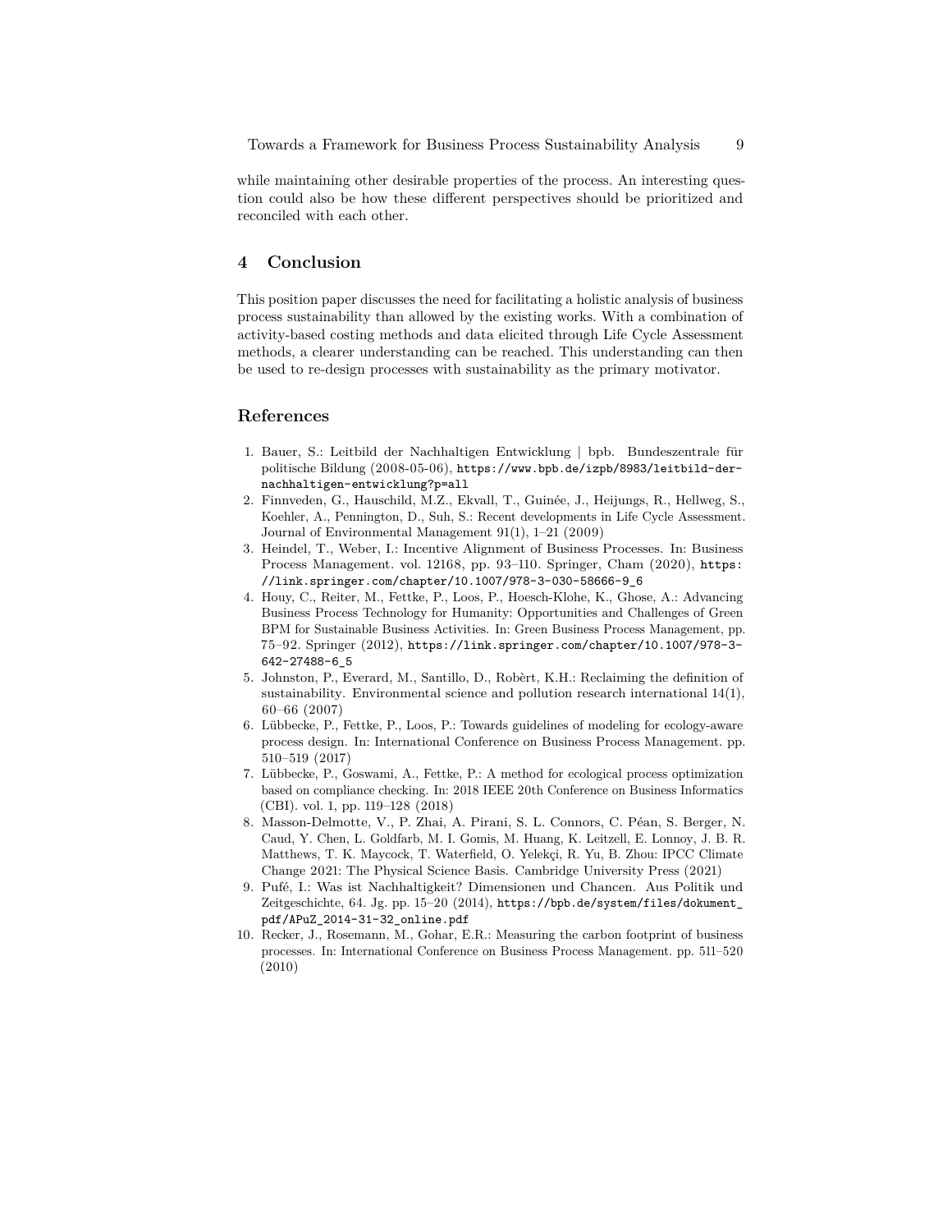while maintaining other desirable properties of the process. An interesting question could also be how these different perspectives should be prioritized and reconciled with each other.

## 4 Conclusion

This position paper discusses the need for facilitating a holistic analysis of business process sustainability than allowed by the existing works. With a combination of activity-based costing methods and data elicited through Life Cycle Assessment methods, a clearer understanding can be reached. This understanding can then be used to re-design processes with sustainability as the primary motivator.

## References

1. Bauer, S.: Leitbild der Nachhaltigen Entwicklung | bpb. Bundeszentrale für politische Bildung (2008-05-06), https://www.bpb.de/izpb/8983/leitbild-der-nachhaltigen-entwicklung?p=all
2. Finnveden, G., Hauschild, M.Z., Ekvall, T., Guinée, J., Heijungs, R., Hellweg, S., Koehler, A., Pennington, D., Suh, S.: Recent developments in Life Cycle Assessment. Journal of Environmental Management 91(1), 1–21 (2009)
3. Heindel, T., Weber, I.: Incentive Alignment of Business Processes. In: Business Process Management. vol. 12168, pp. 93–110. Springer, Cham (2020), https://link.springer.com/chapter/10.1007/978-3-030-58666-9_6
4. Houy, C., Reiter, M., Fettke, P., Loos, P., Hoesch-Klohe, K., Ghose, A.: Advancing Business Process Technology for Humanity: Opportunities and Challenges of Green BPM for Sustainable Business Activities. In: Green Business Process Management, pp. 75–92. Springer (2012), https://link.springer.com/chapter/10.1007/978-3-642-27488-6_5
5. Johnston, P., Everard, M., Santillo, D., Robèrt, K.H.: Reclaiming the definition of sustainability. Environmental science and pollution research international 14(1), 60–66 (2007)
6. Lübbecke, P., Fettke, P., Loos, P.: Towards guidelines of modeling for ecology-aware process design. In: International Conference on Business Process Management. pp. 510–519 (2017)
7. Lübbecke, P., Goswami, A., Fettke, P.: A method for ecological process optimization based on compliance checking. In: 2018 IEEE 20th Conference on Business Informatics (CBI). vol. 1, pp. 119–128 (2018)
8. Masson-Delmotte, V., P. Zhai, A. Pirani, S. L. Connors, C. Péan, S. Berger, N. Caud, Y. Chen, L. Goldfarb, M. I. Gomis, M. Huang, K. Leitzell, E. Lonnoy, J. B. R. Matthews, T. K. Maycock, T. Waterfield, O. Yelekçi, R. Yu, B. Zhou: IPCC Climate Change 2021: The Physical Science Basis. Cambridge University Press (2021)
9. Pufé, I.: Was ist Nachhaltigkeit? Dimensionen und Chancen. Aus Politik und Zeitgeschichte, 64. Jg. pp. 15–20 (2014), https://bpb.de/system/files/dokument_pdf/APuZ_2014-31-32_online.pdf
10. Recker, J., Rosemann, M., Gohar, E.R.: Measuring the carbon footprint of business processes. In: International Conference on Business Process Management. pp. 511–520 (2010)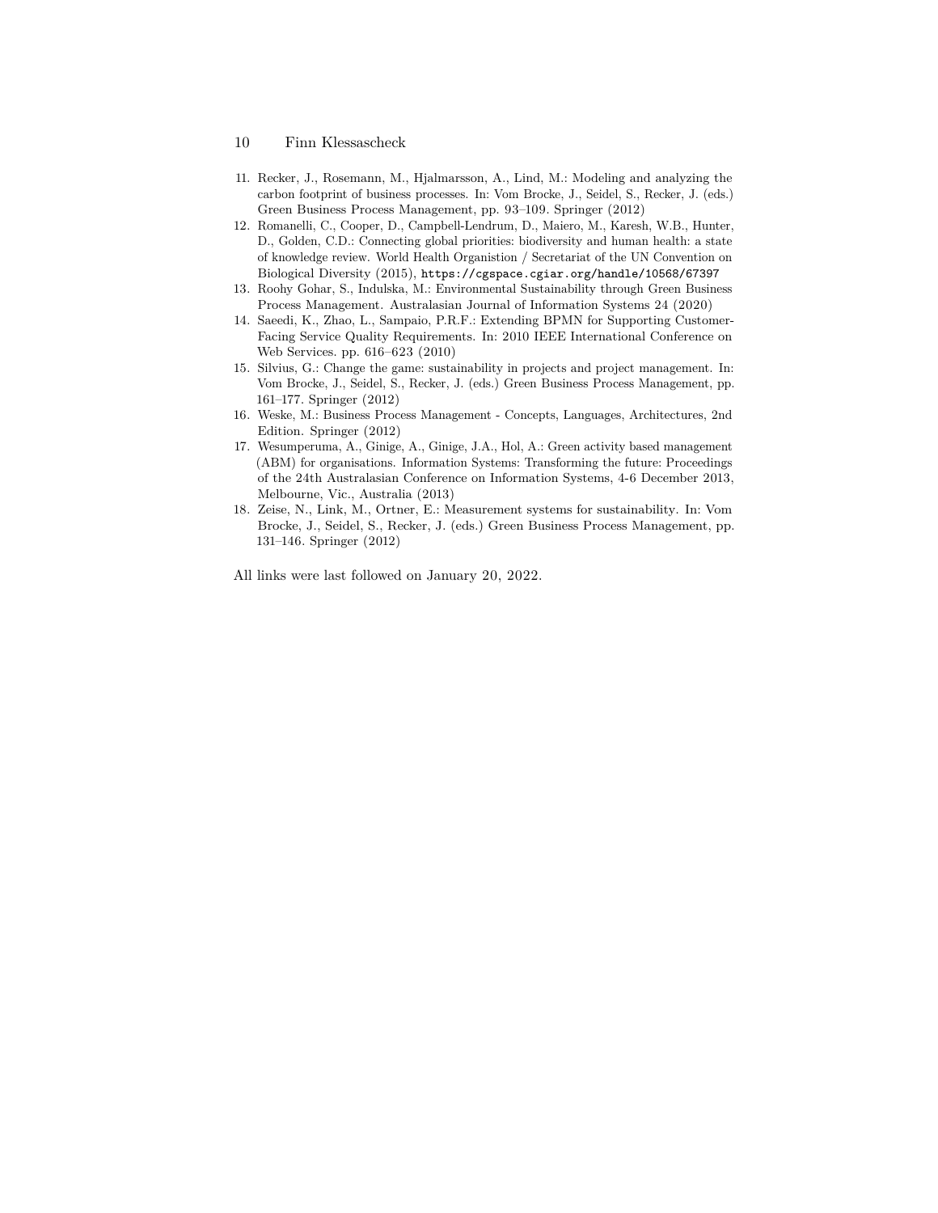11. Recker, J., Rosemann, M., Hjalmarsson, A., Lind, M.: Modeling and analyzing the carbon footprint of business processes. In: Vom Brocke, J., Seidel, S., Recker, J. (eds.) Green Business Process Management, pp. 93–109. Springer (2012)
12. Romanelli, C., Cooper, D., Campbell-Lendrum, D., Maiero, M., Karesh, W.B., Hunter, D., Golden, C.D.: Connecting global priorities: biodiversity and human health: a state of knowledge review. World Health Organistion / Secretariat of the UN Convention on Biological Diversity (2015), https://cgspace.cgiar.org/handle/10568/67397
13. Roohy Gohar, S., Indulska, M.: Environmental Sustainability through Green Business Process Management. Australasian Journal of Information Systems 24 (2020)
14. Saeedi, K., Zhao, L., Sampaio, P.R.F.: Extending BPMN for Supporting Customer-Facing Service Quality Requirements. In: 2010 IEEE International Conference on Web Services. pp. 616–623 (2010)
15. Silvius, G.: Change the game: sustainability in projects and project management. In: Vom Brocke, J., Seidel, S., Recker, J. (eds.) Green Business Process Management, pp. 161–177. Springer (2012)
16. Weske, M.: Business Process Management - Concepts, Languages, Architectures, 2nd Edition. Springer (2012)
17. Wesumperuma, A., Ginige, A., Ginige, J.A., Hol, A.: Green activity based management (ABM) for organisations. Information Systems: Transforming the future: Proceedings of the 24th Australasian Conference on Information Systems, 4-6 December 2013, Melbourne, Vic., Australia (2013)
18. Zeise, N., Link, M., Ortner, E.: Measurement systems for sustainability. In: Vom Brocke, J., Seidel, S., Recker, J. (eds.) Green Business Process Management, pp. 131–146. Springer (2012)

All links were last followed on January 20, 2022.